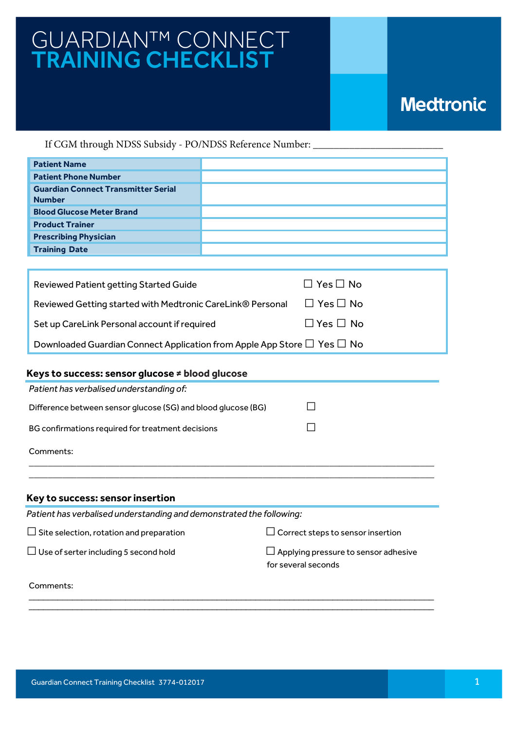# GUARDIAN™ CONNECT
# TRAINING CHECKLIST

Medtronic

If CGM through NDSS Subsidy - PO/NDSS Reference Number: ___________________________

| | |
|---|---|
| **Patient Name** | |
| **Patient Phone Number** | |
| **Guardian Connect Transmitter Serial Number** | |
| **Blood Glucose Meter Brand** | |
| **Product Trainer** | |
| **Prescribing Physician** | |
| **Training Date** | |

| | |
|---|---|
| Reviewed Patient getting Started Guide | ☐ Yes ☐ No |
| Reviewed Getting started with Medtronic CareLink® Personal | ☐ Yes ☐ No |
| Set up CareLink Personal account if required | ☐ Yes ☐ No |
| Downloaded Guardian Connect Application from Apple App Store | ☐ Yes ☐ No |

## Keys to success: sensor glucose ≠ blood glucose

*Patient has verbalised understanding of:*

Difference between sensor glucose (SG) and blood glucose (BG) ☐

BG confirmations required for treatment decisions ☐

Comments:

______________________________________________________________________________

______________________________________________________________________________

## Key to success: sensor insertion

*Patient has verbalised understanding and demonstrated the following:*

☐ Site selection, rotation and preparation

☐ Correct steps to sensor insertion

☐ Use of serter including 5 second hold

☐ Applying pressure to sensor adhesive for several seconds

Comments:

______________________________________________________________________________

______________________________________________________________________________

Guardian Connect Training Checklist 3774-012017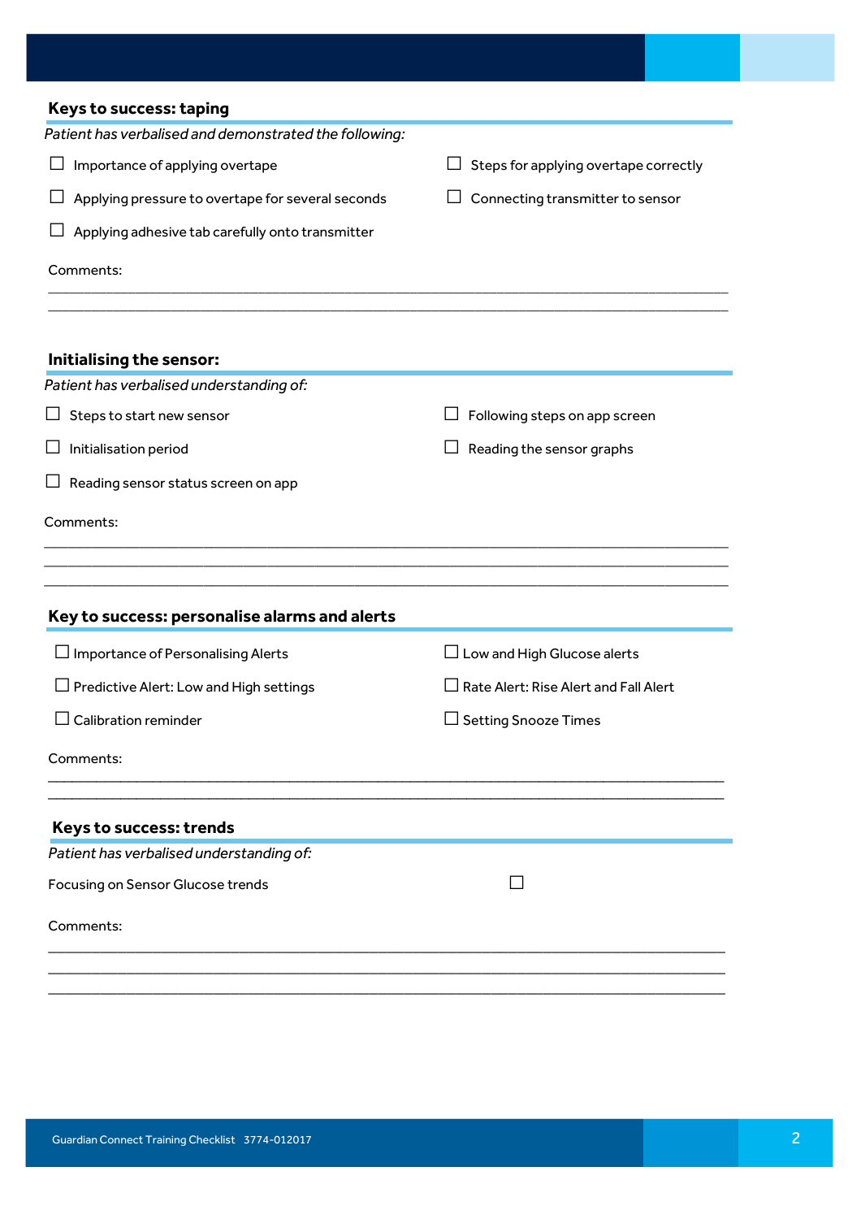## Keys to success: taping

*Patient has verbalised and demonstrated the following:*

- ☐ Importance of applying overtape
- ☐ Steps for applying overtape correctly
- ☐ Applying pressure to overtape for several seconds
- ☐ Connecting transmitter to sensor
- ☐ Applying adhesive tab carefully onto transmitter

Comments:

\_\_\_\_\_\_\_\_\_\_\_\_\_\_\_\_\_\_\_\_\_\_\_\_\_\_\_\_\_\_\_\_\_\_\_\_\_\_\_\_\_\_\_\_\_\_\_\_\_\_\_\_\_\_\_\_\_\_\_\_\_\_\_\_\_\_\_\_\_\_\_\_\_\_\_\_

\_\_\_\_\_\_\_\_\_\_\_\_\_\_\_\_\_\_\_\_\_\_\_\_\_\_\_\_\_\_\_\_\_\_\_\_\_\_\_\_\_\_\_\_\_\_\_\_\_\_\_\_\_\_\_\_\_\_\_\_\_\_\_\_\_\_\_\_\_\_\_\_\_\_\_\_

## Initialising the sensor:

*Patient has verbalised understanding of:*

- ☐ Steps to start new sensor
- ☐ Following steps on app screen
- ☐ Initialisation period
- ☐ Reading the sensor graphs
- ☐ Reading sensor status screen on app

Comments:

\_\_\_\_\_\_\_\_\_\_\_\_\_\_\_\_\_\_\_\_\_\_\_\_\_\_\_\_\_\_\_\_\_\_\_\_\_\_\_\_\_\_\_\_\_\_\_\_\_\_\_\_\_\_\_\_\_\_\_\_\_\_\_\_\_\_\_\_\_\_\_\_\_\_\_\_

\_\_\_\_\_\_\_\_\_\_\_\_\_\_\_\_\_\_\_\_\_\_\_\_\_\_\_\_\_\_\_\_\_\_\_\_\_\_\_\_\_\_\_\_\_\_\_\_\_\_\_\_\_\_\_\_\_\_\_\_\_\_\_\_\_\_\_\_\_\_\_\_\_\_\_\_

\_\_\_\_\_\_\_\_\_\_\_\_\_\_\_\_\_\_\_\_\_\_\_\_\_\_\_\_\_\_\_\_\_\_\_\_\_\_\_\_\_\_\_\_\_\_\_\_\_\_\_\_\_\_\_\_\_\_\_\_\_\_\_\_\_\_\_\_\_\_\_\_\_\_\_\_

## Key to success: personalise alarms and alerts

- ☐ Importance of Personalising Alerts
- ☐ Low and High Glucose alerts
- ☐ Predictive Alert: Low and High settings
- ☐ Rate Alert: Rise Alert and Fall Alert
- ☐ Calibration reminder
- ☐ Setting Snooze Times

Comments:

\_\_\_\_\_\_\_\_\_\_\_\_\_\_\_\_\_\_\_\_\_\_\_\_\_\_\_\_\_\_\_\_\_\_\_\_\_\_\_\_\_\_\_\_\_\_\_\_\_\_\_\_\_\_\_\_\_\_\_\_\_\_\_\_\_\_\_\_\_\_\_\_\_\_\_\_

\_\_\_\_\_\_\_\_\_\_\_\_\_\_\_\_\_\_\_\_\_\_\_\_\_\_\_\_\_\_\_\_\_\_\_\_\_\_\_\_\_\_\_\_\_\_\_\_\_\_\_\_\_\_\_\_\_\_\_\_\_\_\_\_\_\_\_\_\_\_\_\_\_\_\_\_

## Keys to success: trends

*Patient has verbalised understanding of:*

Focusing on Sensor Glucose trends ☐

Comments:

\_\_\_\_\_\_\_\_\_\_\_\_\_\_\_\_\_\_\_\_\_\_\_\_\_\_\_\_\_\_\_\_\_\_\_\_\_\_\_\_\_\_\_\_\_\_\_\_\_\_\_\_\_\_\_\_\_\_\_\_\_\_\_\_\_\_\_\_\_\_\_\_\_\_\_\_

\_\_\_\_\_\_\_\_\_\_\_\_\_\_\_\_\_\_\_\_\_\_\_\_\_\_\_\_\_\_\_\_\_\_\_\_\_\_\_\_\_\_\_\_\_\_\_\_\_\_\_\_\_\_\_\_\_\_\_\_\_\_\_\_\_\_\_\_\_\_\_\_\_\_\_\_

\_\_\_\_\_\_\_\_\_\_\_\_\_\_\_\_\_\_\_\_\_\_\_\_\_\_\_\_\_\_\_\_\_\_\_\_\_\_\_\_\_\_\_\_\_\_\_\_\_\_\_\_\_\_\_\_\_\_\_\_\_\_\_\_\_\_\_\_\_\_\_\_\_\_\_\_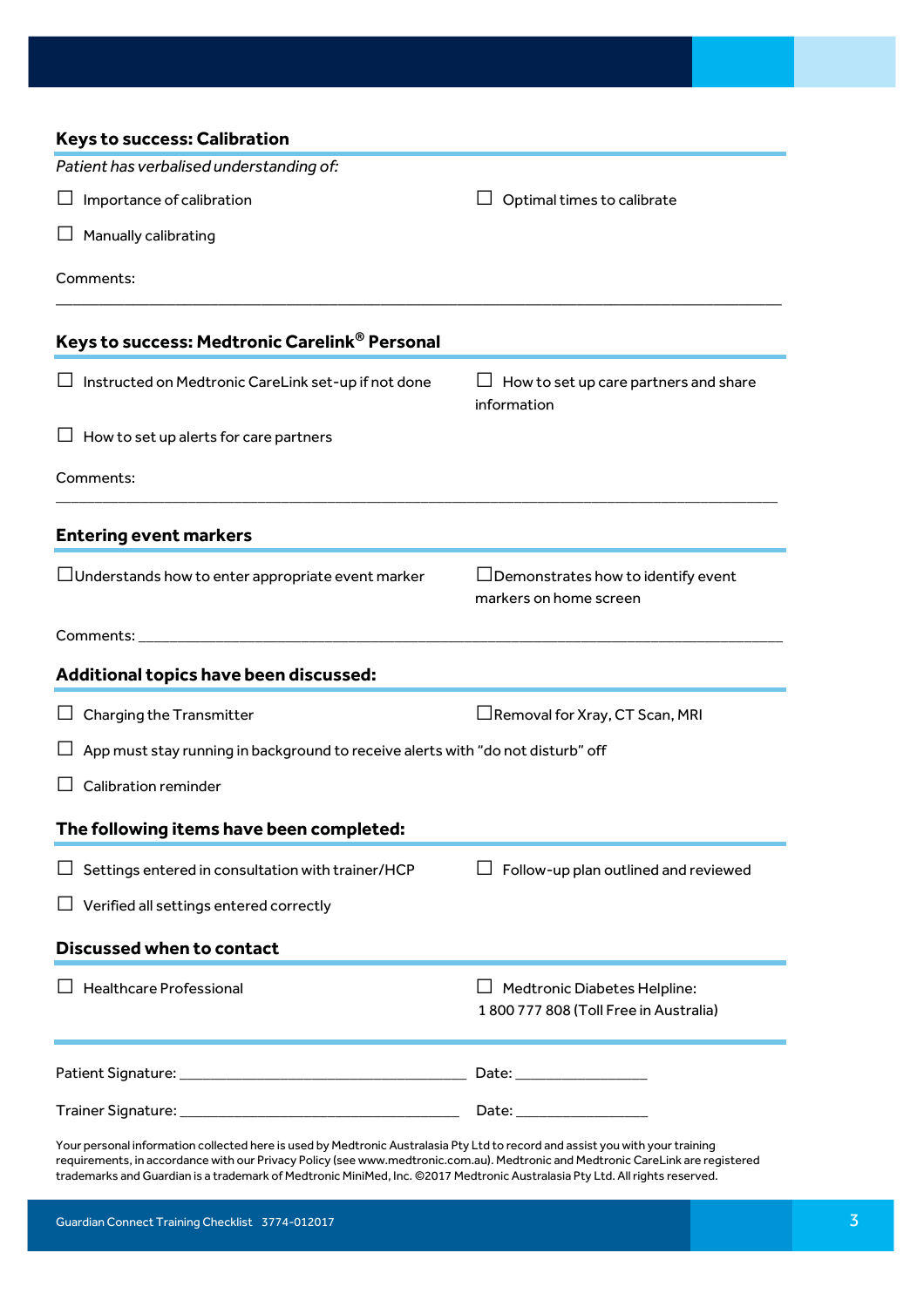## Keys to success: Calibration

*Patient has verbalised understanding of:*

- ☐ Importance of calibration
- ☐ Optimal times to calibrate
- ☐ Manually calibrating

Comments:

___________________________________________________________________________

## Keys to success: Medtronic Carelink® Personal

- ☐ Instructed on Medtronic CareLink set-up if not done
- ☐ How to set up care partners and share information
- ☐ How to set up alerts for care partners

Comments:

___________________________________________________________________________

## Entering event markers

- ☐ Understands how to enter appropriate event marker
- ☐ Demonstrates how to identify event markers on home screen

Comments: ___________________________________________________________________________

## Additional topics have been discussed:

- ☐ Charging the Transmitter
- ☐ Removal for Xray, CT Scan, MRI
- ☐ App must stay running in background to receive alerts with "do not disturb" off
- ☐ Calibration reminder

## The following items have been completed:

- ☐ Settings entered in consultation with trainer/HCP
- ☐ Follow-up plan outlined and reviewed
- ☐ Verified all settings entered correctly

## Discussed when to contact

- ☐ Healthcare Professional
- ☐ Medtronic Diabetes Helpline: 1 800 777 808 (Toll Free in Australia)

Patient Signature: ___________________________________ Date: _________________

Trainer Signature: ___________________________________ Date: _________________

Your personal information collected here is used by Medtronic Australasia Pty Ltd to record and assist you with your training requirements, in accordance with our Privacy Policy (see www.medtronic.com.au). Medtronic and Medtronic CareLink are registered trademarks and Guardian is a trademark of Medtronic MiniMed, Inc. ©2017 Medtronic Australasia Pty Ltd. All rights reserved.

Guardian Connect Training Checklist 3774-012017